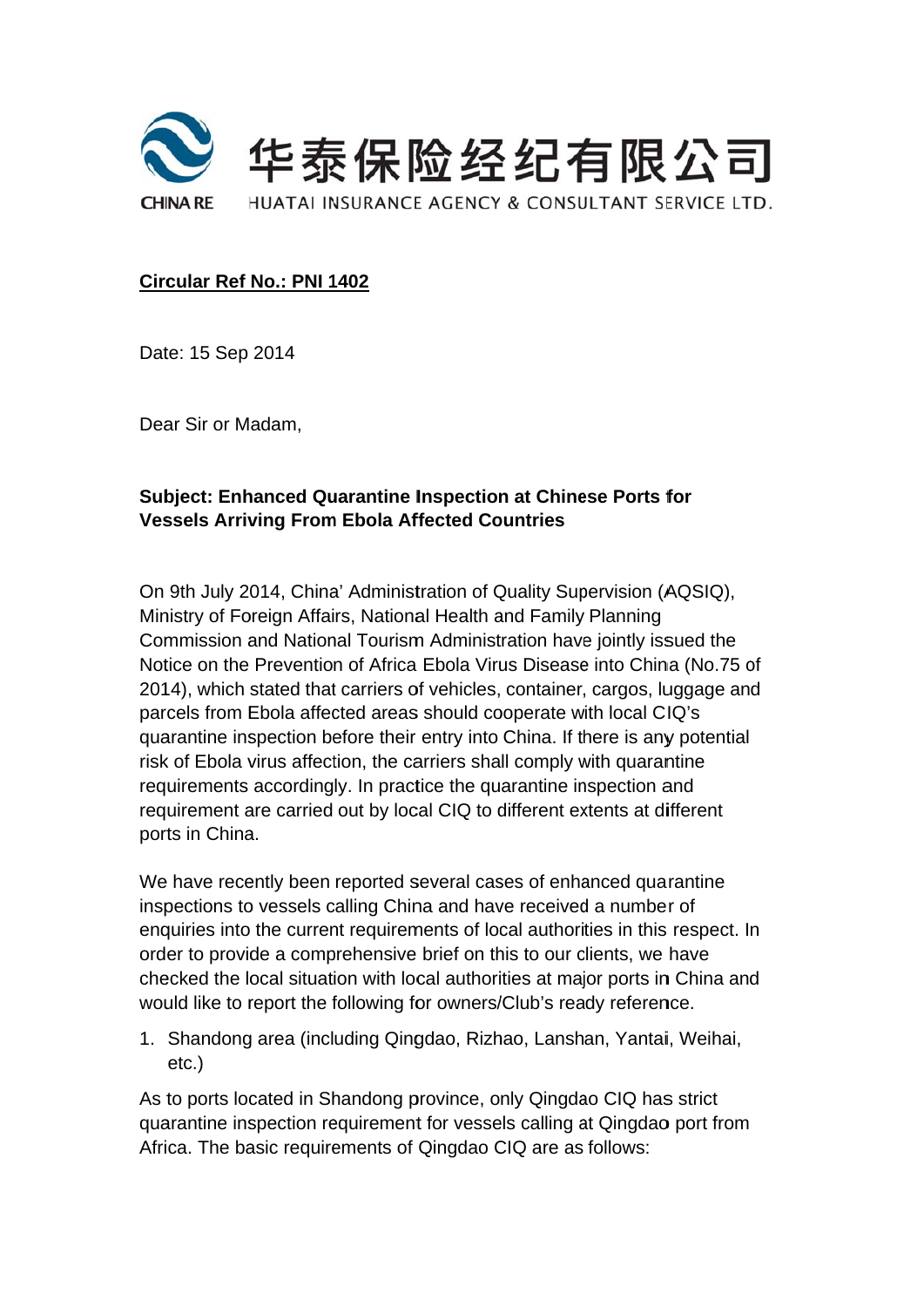华泰保险经纪有限公司

CHINA RE HUATAI INSURANCE AGENCY & CONSULTANT SERVICE LTD.

**Circular Ref No.: PNI 1402**

Date: 15 Sep 2014

Dear Sir or Madam,

**Subject: Enhanced Quarantine Inspection at Chinese Ports for Vessels Arriving From Ebola Affected Countries**

On 9th July 2014, China' Administration of Quality Supervision (AQSIQ), Ministry of Foreign Affairs, National Health and Family Planning Commission and National Tourism Administration have jointly issued the Notice on the Prevention of Africa Ebola Virus Disease into China (No.75 of 2014), which stated that carriers of vehicles, container, cargos, luggage and parcels from Ebola affected areas should cooperate with local CIQ's quarantine inspection before their entry into China. If there is any potential risk of Ebola virus affection, the carriers shall comply with quarantine requirements accordingly. In practice the quarantine inspection and requirement are carried out by local CIQ to different extents at different ports in China.

We have recently been reported several cases of enhanced quarantine inspections to vessels calling China and have received a number of enquiries into the current requirements of local authorities in this respect. In order to provide a comprehensive brief on this to our clients, we have checked the local situation with local authorities at major ports in China and would like to report the following for owners/Club's ready reference.

1. Shandong area (including Qingdao, Rizhao, Lanshan, Yantai, Weihai, etc.)

As to ports located in Shandong province, only Qingdao CIQ has strict quarantine inspection requirement for vessels calling at Qingdao port from Africa. The basic requirements of Qingdao CIQ are as follows: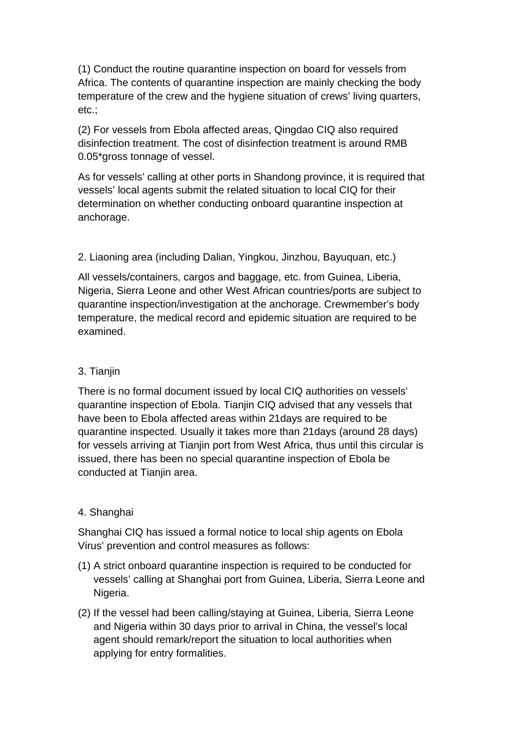(1) Conduct the routine quarantine inspection on board for vessels from Africa. The contents of quarantine inspection are mainly checking the body temperature of the crew and the hygiene situation of crews' living quarters, etc.;

(2) For vessels from Ebola affected areas, Qingdao CIQ also required disinfection treatment. The cost of disinfection treatment is around RMB 0.05*gross tonnage of vessel.

As for vessels' calling at other ports in Shandong province, it is required that vessels' local agents submit the related situation to local CIQ for their determination on whether conducting onboard quarantine inspection at anchorage.

2. Liaoning area (including Dalian, Yingkou, Jinzhou, Bayuquan, etc.)

All vessels/containers, cargos and baggage, etc. from Guinea, Liberia, Nigeria, Sierra Leone and other West African countries/ports are subject to quarantine inspection/investigation at the anchorage. Crewmember's body temperature, the medical record and epidemic situation are required to be examined.

3. Tianjin

There is no formal document issued by local CIQ authorities on vessels' quarantine inspection of Ebola. Tianjin CIQ advised that any vessels that have been to Ebola affected areas within 21days are required to be quarantine inspected. Usually it takes more than 21days (around 28 days) for vessels arriving at Tianjin port from West Africa, thus until this circular is issued, there has been no special quarantine inspection of Ebola be conducted at Tianjin area.

4. Shanghai

Shanghai CIQ has issued a formal notice to local ship agents on Ebola Virus' prevention and control measures as follows:

(1) A strict onboard quarantine inspection is required to be conducted for vessels' calling at Shanghai port from Guinea, Liberia, Sierra Leone and Nigeria.

(2) If the vessel had been calling/staying at Guinea, Liberia, Sierra Leone and Nigeria within 30 days prior to arrival in China, the vessel's local agent should remark/report the situation to local authorities when applying for entry formalities.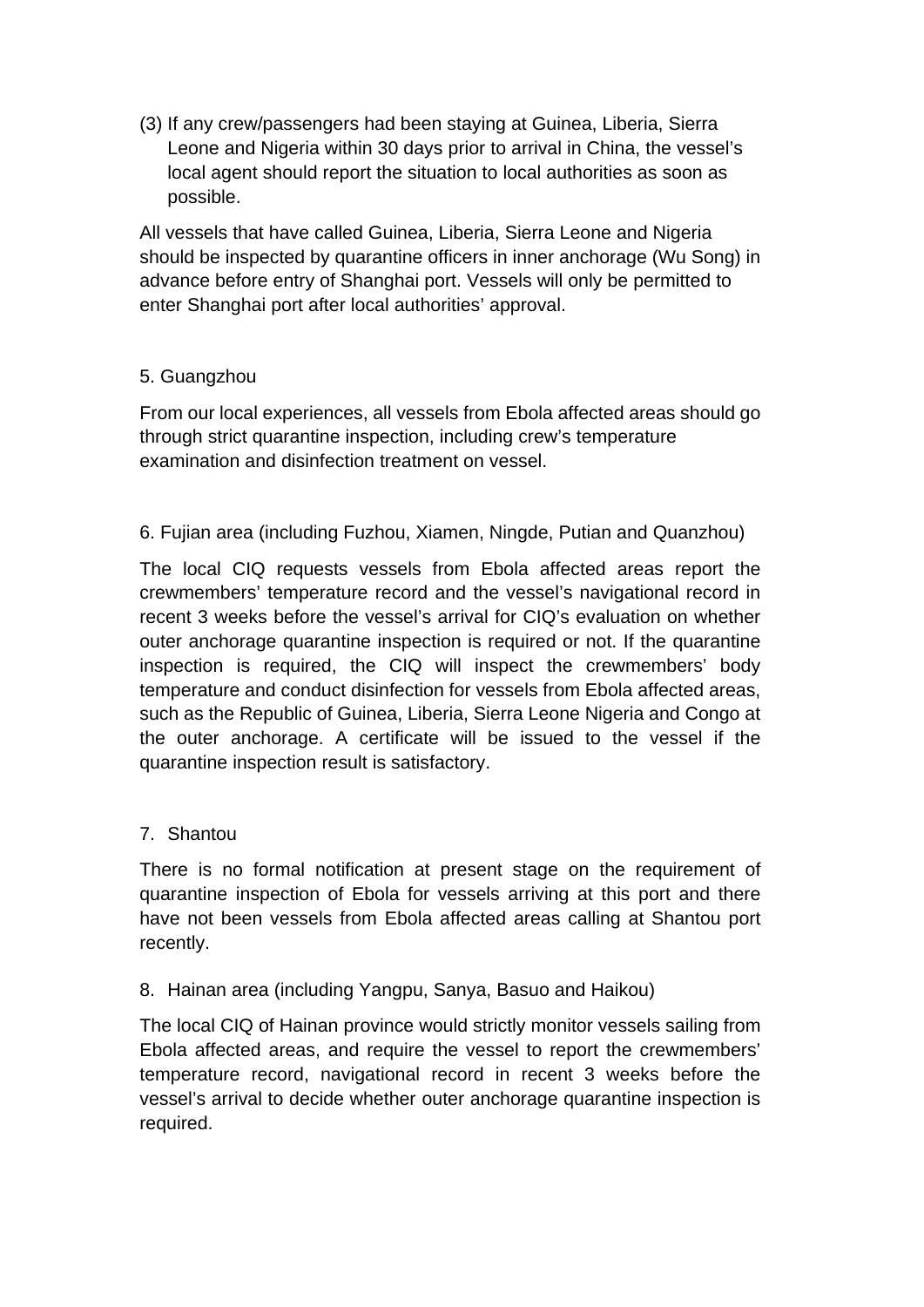(3) If any crew/passengers had been staying at Guinea, Liberia, Sierra Leone and Nigeria within 30 days prior to arrival in China, the vessel's local agent should report the situation to local authorities as soon as possible.

All vessels that have called Guinea, Liberia, Sierra Leone and Nigeria should be inspected by quarantine officers in inner anchorage (Wu Song) in advance before entry of Shanghai port. Vessels will only be permitted to enter Shanghai port after local authorities' approval.

5. Guangzhou

From our local experiences, all vessels from Ebola affected areas should go through strict quarantine inspection, including crew's temperature examination and disinfection treatment on vessel.

6. Fujian area (including Fuzhou, Xiamen, Ningde, Putian and Quanzhou)

The local CIQ requests vessels from Ebola affected areas report the crewmembers' temperature record and the vessel's navigational record in recent 3 weeks before the vessel's arrival for CIQ's evaluation on whether outer anchorage quarantine inspection is required or not. If the quarantine inspection is required, the CIQ will inspect the crewmembers' body temperature and conduct disinfection for vessels from Ebola affected areas, such as the Republic of Guinea, Liberia, Sierra Leone Nigeria and Congo at the outer anchorage. A certificate will be issued to the vessel if the quarantine inspection result is satisfactory.

7. Shantou

There is no formal notification at present stage on the requirement of quarantine inspection of Ebola for vessels arriving at this port and there have not been vessels from Ebola affected areas calling at Shantou port recently.

8. Hainan area (including Yangpu, Sanya, Basuo and Haikou)

The local CIQ of Hainan province would strictly monitor vessels sailing from Ebola affected areas, and require the vessel to report the crewmembers' temperature record, navigational record in recent 3 weeks before the vessel's arrival to decide whether outer anchorage quarantine inspection is required.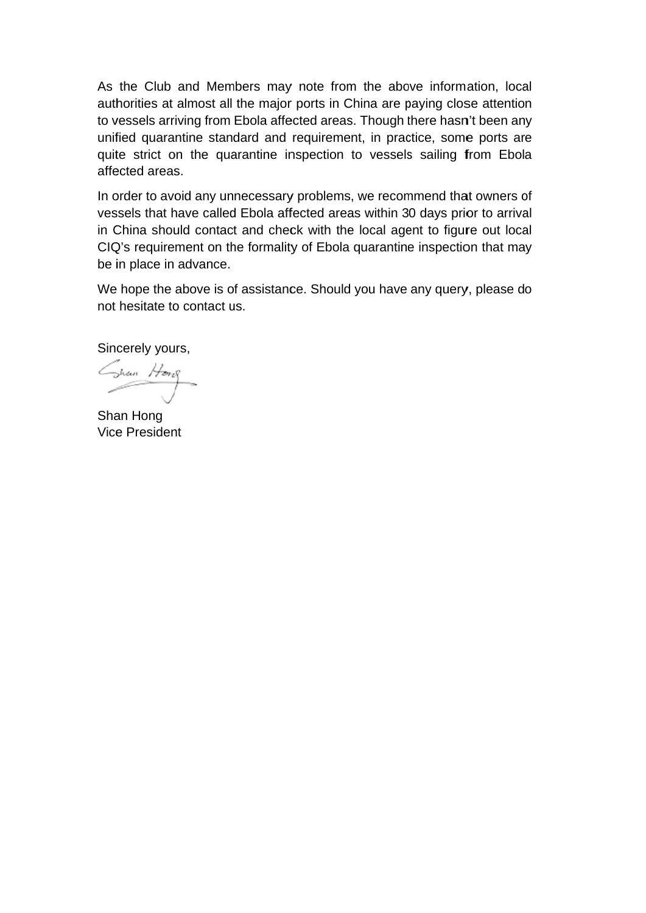As the Club and Members may note from the above information, local authorities at almost all the major ports in China are paying close attention to vessels arriving from Ebola affected areas. Though there hasn't been any unified quarantine standard and requirement, in practice, some ports are quite strict on the quarantine inspection to vessels sailing from Ebola affected areas.

In order to avoid any unnecessary problems, we recommend that owners of vessels that have called Ebola affected areas within 30 days prior to arrival in China should contact and check with the local agent to figure out local CIQ's requirement on the formality of Ebola quarantine inspection that may be in place in advance.

We hope the above is of assistance. Should you have any query, please do not hesitate to contact us.

Sincerely yours,

Shan Hong
Vice President